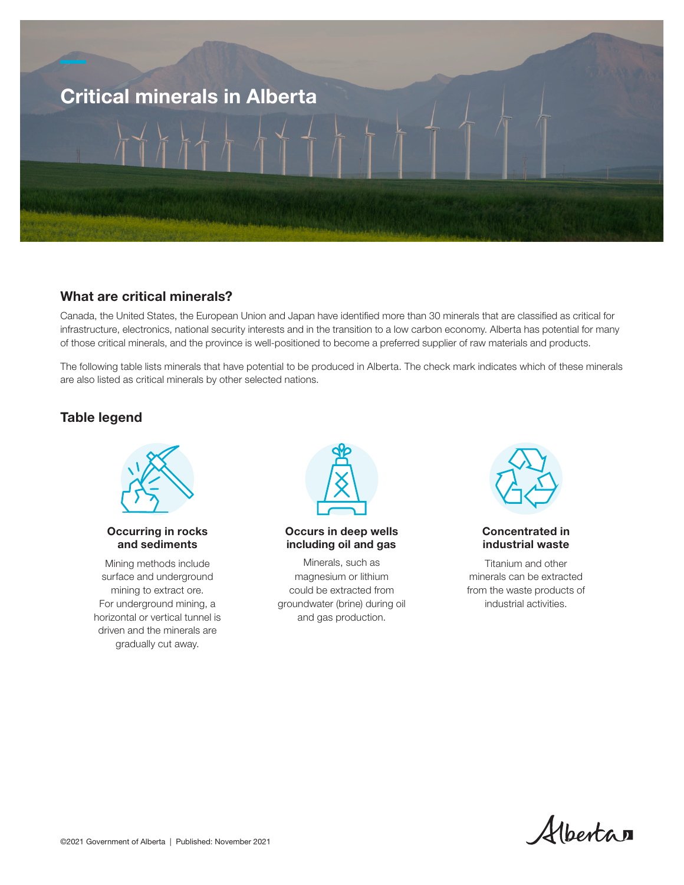# Critical minerals in Alberta

## What are critical minerals?

Canada, the United States, the European Union and Japan have identified more than 30 minerals that are classified as critical for infrastructure, electronics, national security interests and in the transition to a low carbon economy. Alberta has potential for many of those critical minerals, and the province is well-positioned to become a preferred supplier of raw materials and products.

The following table lists minerals that have potential to be produced in Alberta. The check mark indicates which of these minerals are also listed as critical minerals by other selected nations.

## Table legend

**Occurring in rocks and sediments**

Mining methods include surface and underground mining to extract ore. For underground mining, a horizontal or vertical tunnel is driven and the minerals are gradually cut away.

**Occurs in deep wells including oil and gas**

Minerals, such as magnesium or lithium could be extracted from groundwater (brine) during oil and gas production.

**Concentrated in industrial waste**

Titanium and other minerals can be extracted from the waste products of industrial activities.

©2021 Government of Alberta | Published: November 2021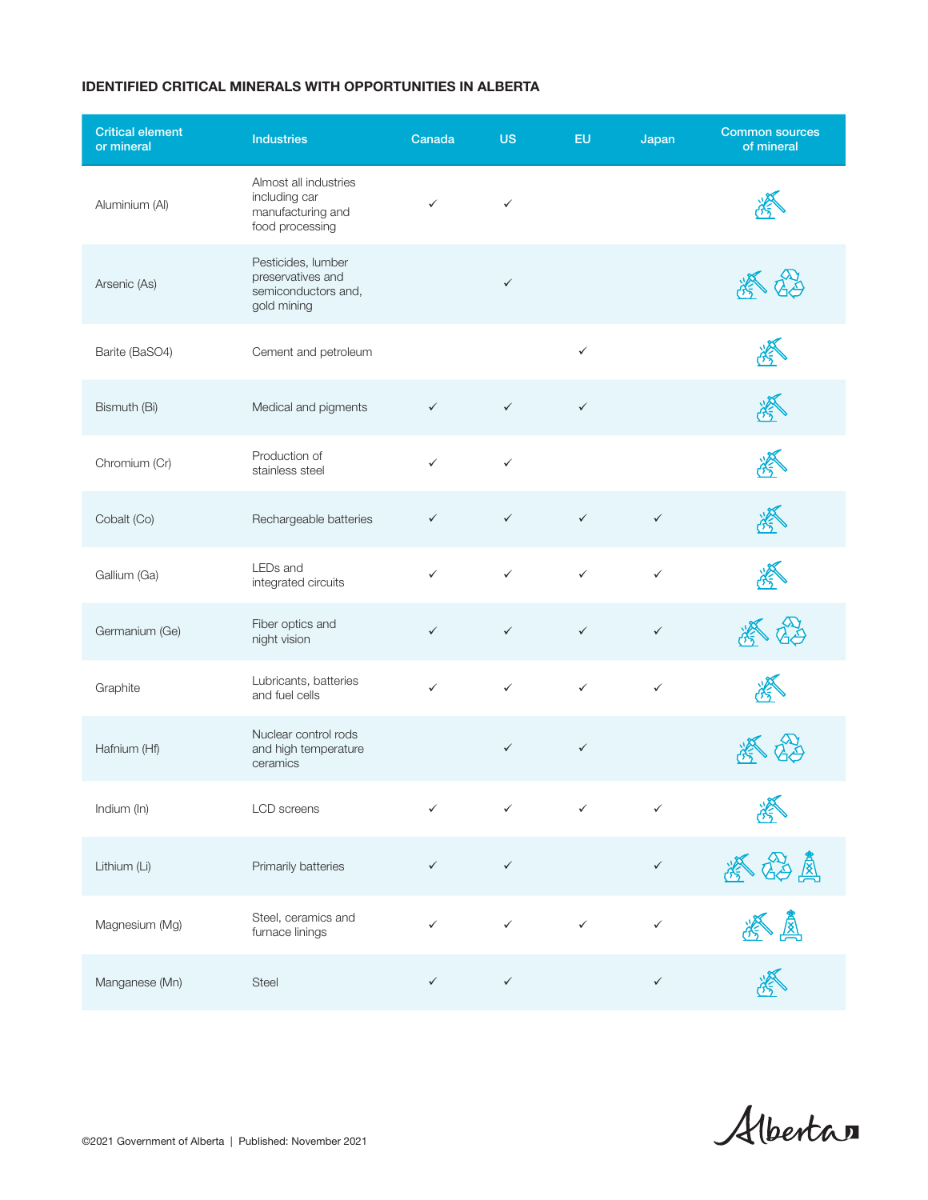**IDENTIFIED CRITICAL MINERALS WITH OPPORTUNITIES IN ALBERTA**

| Critical element or mineral | Industries | Canada | US | EU | Japan | Common sources of mineral |
|---|---|---|---|---|---|---|
| Aluminium (Al) | Almost all industries including car manufacturing and food processing | ✓ | ✓ | | | |
| Arsenic (As) | Pesticides, lumber preservatives and semiconductors and, gold mining | | ✓ | | | |
| Barite ($BaSO_4$) | Cement and petroleum | | | ✓ | | |
| Bismuth (Bi) | Medical and pigments | ✓ | ✓ | ✓ | | |
| Chromium (Cr) | Production of stainless steel | ✓ | ✓ | | | |
| Cobalt (Co) | Rechargeable batteries | ✓ | ✓ | ✓ | ✓ | |
| Gallium (Ga) | LEDs and integrated circuits | ✓ | ✓ | ✓ | ✓ | |
| Germanium (Ge) | Fiber optics and night vision | ✓ | ✓ | ✓ | ✓ | |
| Graphite | Lubricants, batteries and fuel cells | ✓ | ✓ | ✓ | ✓ | |
| Hafnium (Hf) | Nuclear control rods and high temperature ceramics | | ✓ | ✓ | | |
| Indium (In) | LCD screens | ✓ | ✓ | ✓ | ✓ | |
| Lithium (Li) | Primarily batteries | ✓ | ✓ | | ✓ | |
| Magnesium (Mg) | Steel, ceramics and furnace linings | ✓ | ✓ | ✓ | ✓ | |
| Manganese (Mn) | Steel | ✓ | ✓ | | ✓ | |

©2021 Government of Alberta | Published: November 2021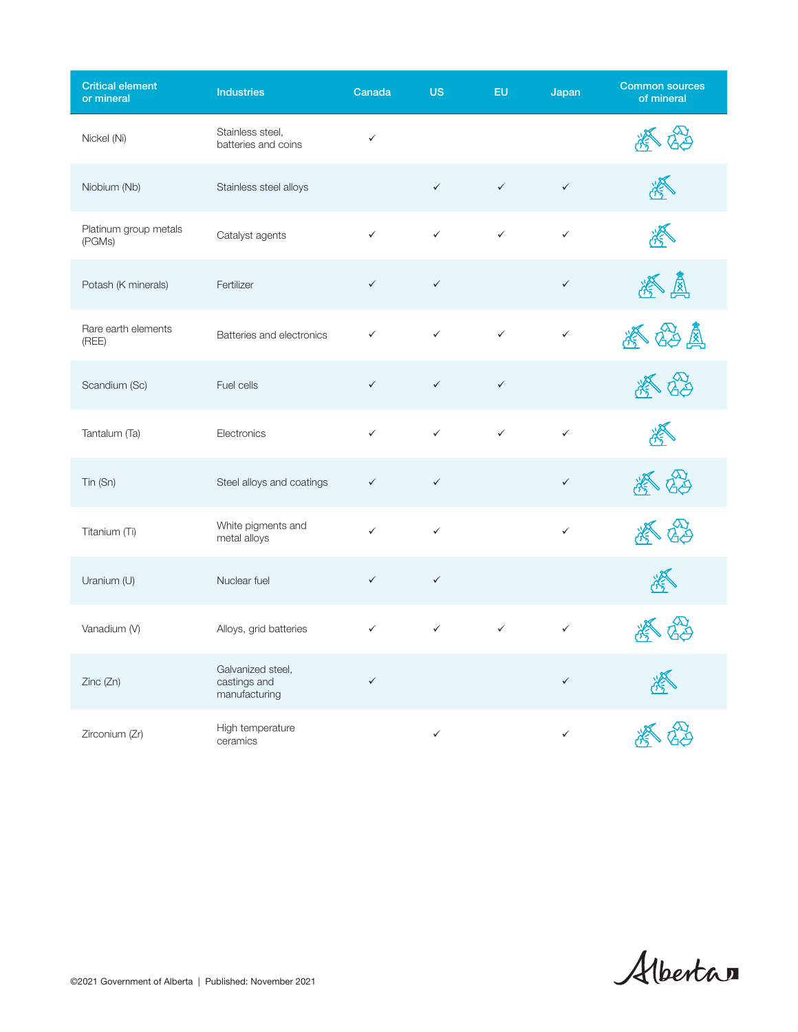| Critical element or mineral | Industries | Canada | US | EU | Japan | Common sources of mineral |
|---|---|---|---|---|---|---|
| Nickel (Ni) | Stainless steel, batteries and coins | ✓ | | | | |
| Niobium (Nb) | Stainless steel alloys | | ✓ | ✓ | ✓ | |
| Platinum group metals (PGMs) | Catalyst agents | ✓ | ✓ | ✓ | ✓ | |
| Potash (K minerals) | Fertilizer | ✓ | ✓ | | ✓ | |
| Rare earth elements (REE) | Batteries and electronics | ✓ | ✓ | ✓ | ✓ | |
| Scandium (Sc) | Fuel cells | ✓ | ✓ | ✓ | | |
| Tantalum (Ta) | Electronics | ✓ | ✓ | ✓ | ✓ | |
| Tin (Sn) | Steel alloys and coatings | ✓ | ✓ | | ✓ | |
| Titanium (Ti) | White pigments and metal alloys | ✓ | ✓ | | ✓ | |
| Uranium (U) | Nuclear fuel | ✓ | ✓ | | | |
| Vanadium (V) | Alloys, grid batteries | ✓ | ✓ | ✓ | ✓ | |
| Zinc (Zn) | Galvanized steel, castings and manufacturing | ✓ | | | ✓ | |
| Zirconium (Zr) | High temperature ceramics | | ✓ | | ✓ | |

©2021 Government of Alberta | Published: November 2021